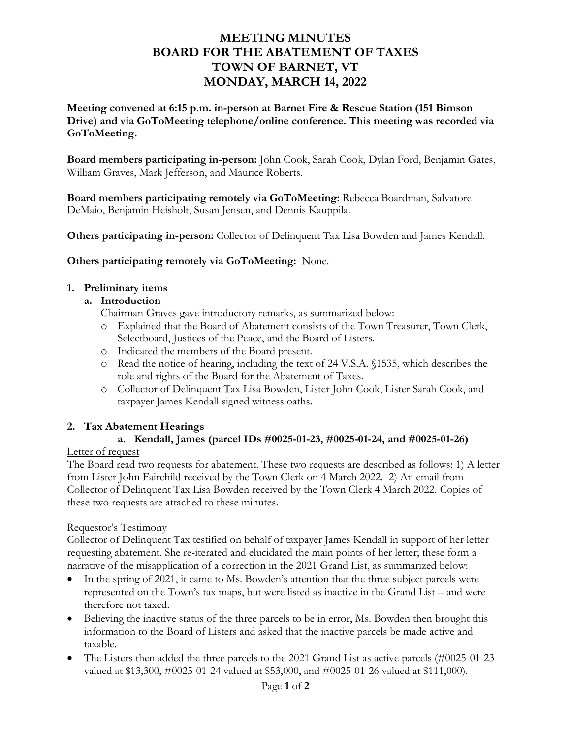# MEETING MINUTES
# BOARD FOR THE ABATEMENT OF TAXES
# TOWN OF BARNET, VT
# MONDAY, MARCH 14, 2022

**Meeting convened at 6:15 p.m. in-person at Barnet Fire & Rescue Station (151 Bimson Drive) and via GoToMeeting telephone/online conference. This meeting was recorded via GoToMeeting.**

**Board members participating in-person:** John Cook, Sarah Cook, Dylan Ford, Benjamin Gates, William Graves, Mark Jefferson, and Maurice Roberts.

**Board members participating remotely via GoToMeeting:** Rebecca Boardman, Salvatore DeMaio, Benjamin Heisholt, Susan Jensen, and Dennis Kauppila.

**Others participating in-person:** Collector of Delinquent Tax Lisa Bowden and James Kendall.

**Others participating remotely via GoToMeeting:** None.

1. **Preliminary items**
   a. **Introduction**

      Chairman Graves gave introductory remarks, as summarized below:
      - Explained that the Board of Abatement consists of the Town Treasurer, Town Clerk, Selectboard, Justices of the Peace, and the Board of Listers.
      - Indicated the members of the Board present.
      - Read the notice of hearing, including the text of 24 V.S.A. §1535, which describes the role and rights of the Board for the Abatement of Taxes.
      - Collector of Delinquent Tax Lisa Bowden, Lister John Cook, Lister Sarah Cook, and taxpayer James Kendall signed witness oaths.

2. **Tax Abatement Hearings**
   a. **Kendall, James (parcel IDs #0025-01-23, #0025-01-24, and #0025-01-26)**

Letter of request

The Board read two requests for abatement. These two requests are described as follows: 1) A letter from Lister John Fairchild received by the Town Clerk on 4 March 2022. 2) An email from Collector of Delinquent Tax Lisa Bowden received by the Town Clerk 4 March 2022. Copies of these two requests are attached to these minutes.

Requestor's Testimony

Collector of Delinquent Tax testified on behalf of taxpayer James Kendall in support of her letter requesting abatement. She re-iterated and elucidated the main points of her letter; these form a narrative of the misapplication of a correction in the 2021 Grand List, as summarized below:

- In the spring of 2021, it came to Ms. Bowden's attention that the three subject parcels were represented on the Town's tax maps, but were listed as inactive in the Grand List – and were therefore not taxed.
- Believing the inactive status of the three parcels to be in error, Ms. Bowden then brought this information to the Board of Listers and asked that the inactive parcels be made active and taxable.
- The Listers then added the three parcels to the 2021 Grand List as active parcels (#0025-01-23 valued at $13,300, #0025-01-24 valued at $53,000, and #0025-01-26 valued at $111,000).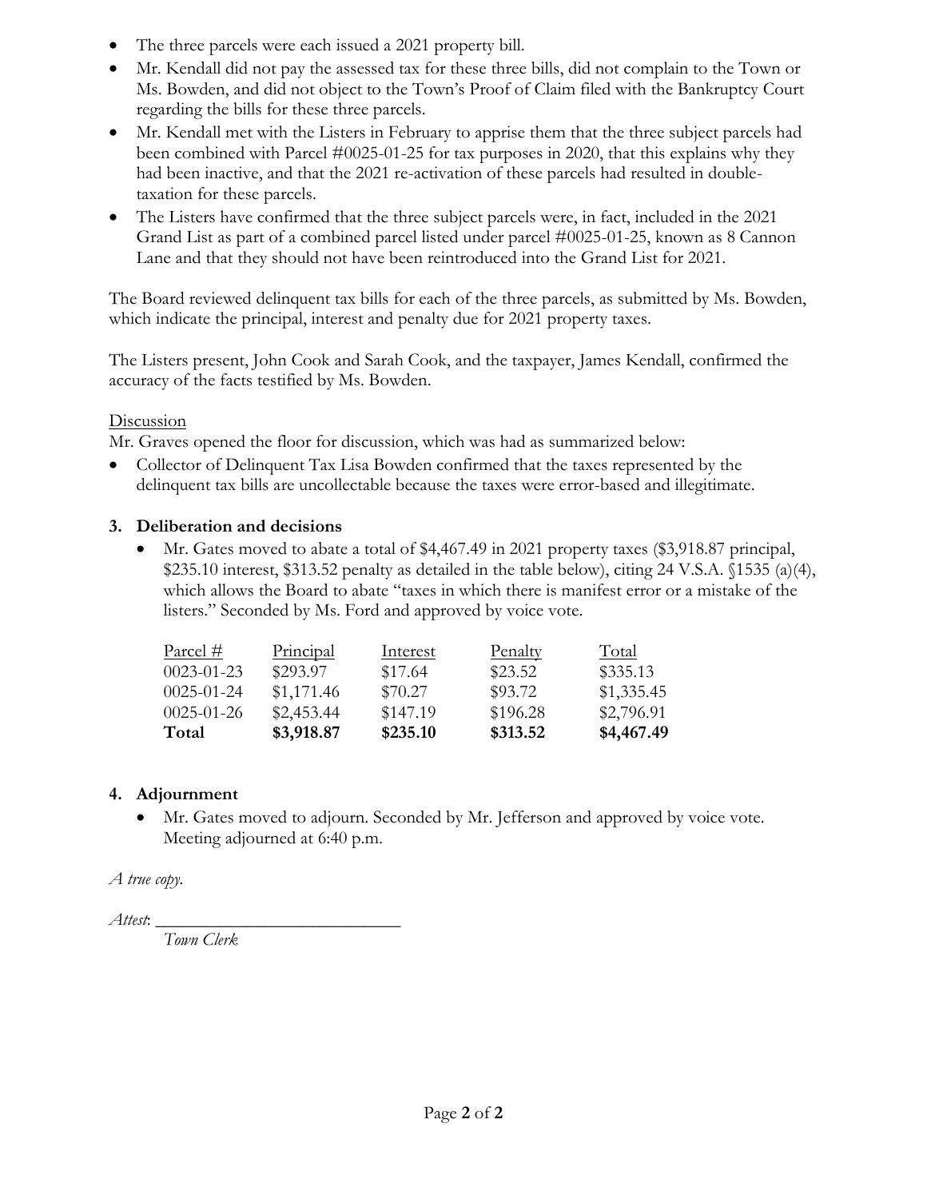- The three parcels were each issued a 2021 property bill.
- Mr. Kendall did not pay the assessed tax for these three bills, did not complain to the Town or Ms. Bowden, and did not object to the Town's Proof of Claim filed with the Bankruptcy Court regarding the bills for these three parcels.
- Mr. Kendall met with the Listers in February to apprise them that the three subject parcels had been combined with Parcel #0025-01-25 for tax purposes in 2020, that this explains why they had been inactive, and that the 2021 re-activation of these parcels had resulted in double-taxation for these parcels.
- The Listers have confirmed that the three subject parcels were, in fact, included in the 2021 Grand List as part of a combined parcel listed under parcel #0025-01-25, known as 8 Cannon Lane and that they should not have been reintroduced into the Grand List for 2021.

The Board reviewed delinquent tax bills for each of the three parcels, as submitted by Ms. Bowden, which indicate the principal, interest and penalty due for 2021 property taxes.

The Listers present, John Cook and Sarah Cook, and the taxpayer, James Kendall, confirmed the accuracy of the facts testified by Ms. Bowden.

Discussion

Mr. Graves opened the floor for discussion, which was had as summarized below:

- Collector of Delinquent Tax Lisa Bowden confirmed that the taxes represented by the delinquent tax bills are uncollectable because the taxes were error-based and illegitimate.

### 3. Deliberation and decisions

- Mr. Gates moved to abate a total of $4,467.49 in 2021 property taxes ($3,918.87 principal, $235.10 interest, $313.52 penalty as detailed in the table below), citing 24 V.S.A. §1535 (a)(4), which allows the Board to abate "taxes in which there is manifest error or a mistake of the listers." Seconded by Ms. Ford and approved by voice vote.

| Parcel # | Principal | Interest | Penalty | Total |
|---|---|---|---|---|
| 0023-01-23 | $293.97 | $17.64 | $23.52 | $335.13 |
| 0025-01-24 | $1,171.46 | $70.27 | $93.72 | $1,335.45 |
| 0025-01-26 | $2,453.44 | $147.19 | $196.28 | $2,796.91 |
| **Total** | **$3,918.87** | **$235.10** | **$313.52** | **$4,467.49** |

### 4. Adjournment

- Mr. Gates moved to adjourn. Seconded by Mr. Jefferson and approved by voice vote. Meeting adjourned at 6:40 p.m.

*A true copy.*

*Attest*: ___________________________

*Town Clerk*